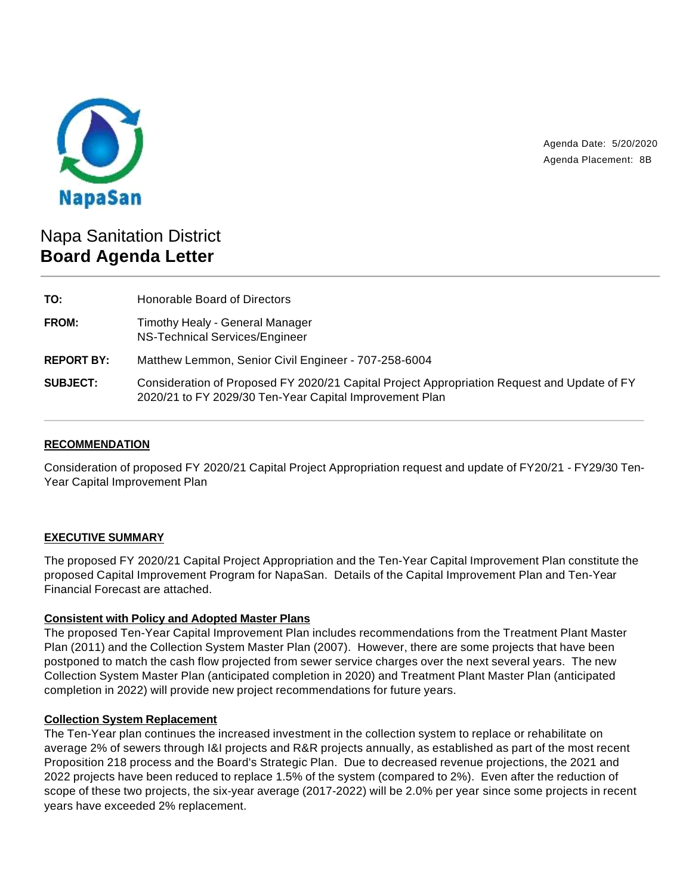NapaSan

Agenda Date: 5/20/2020
Agenda Placement: 8B

# Napa Sanitation District
## Board Agenda Letter

| | |
|---|---|
| **TO:** | Honorable Board of Directors |
| **FROM:** | Timothy Healy - General Manager<br>NS-Technical Services/Engineer |
| **REPORT BY:** | Matthew Lemmon, Senior Civil Engineer - 707-258-6004 |
| **SUBJECT:** | Consideration of Proposed FY 2020/21 Capital Project Appropriation Request and Update of FY 2020/21 to FY 2029/30 Ten-Year Capital Improvement Plan |

### RECOMMENDATION

Consideration of proposed FY 2020/21 Capital Project Appropriation request and update of FY20/21 - FY29/30 Ten-Year Capital Improvement Plan

### EXECUTIVE SUMMARY

The proposed FY 2020/21 Capital Project Appropriation and the Ten-Year Capital Improvement Plan constitute the proposed Capital Improvement Program for NapaSan. Details of the Capital Improvement Plan and Ten-Year Financial Forecast are attached.

**Consistent with Policy and Adopted Master Plans**

The proposed Ten-Year Capital Improvement Plan includes recommendations from the Treatment Plant Master Plan (2011) and the Collection System Master Plan (2007). However, there are some projects that have been postponed to match the cash flow projected from sewer service charges over the next several years. The new Collection System Master Plan (anticipated completion in 2020) and Treatment Plant Master Plan (anticipated completion in 2022) will provide new project recommendations for future years.

**Collection System Replacement**

The Ten-Year plan continues the increased investment in the collection system to replace or rehabilitate on average 2% of sewers through I&I projects and R&R projects annually, as established as part of the most recent Proposition 218 process and the Board's Strategic Plan. Due to decreased revenue projections, the 2021 and 2022 projects have been reduced to replace 1.5% of the system (compared to 2%). Even after the reduction of scope of these two projects, the six-year average (2017-2022) will be 2.0% per year since some projects in recent years have exceeded 2% replacement.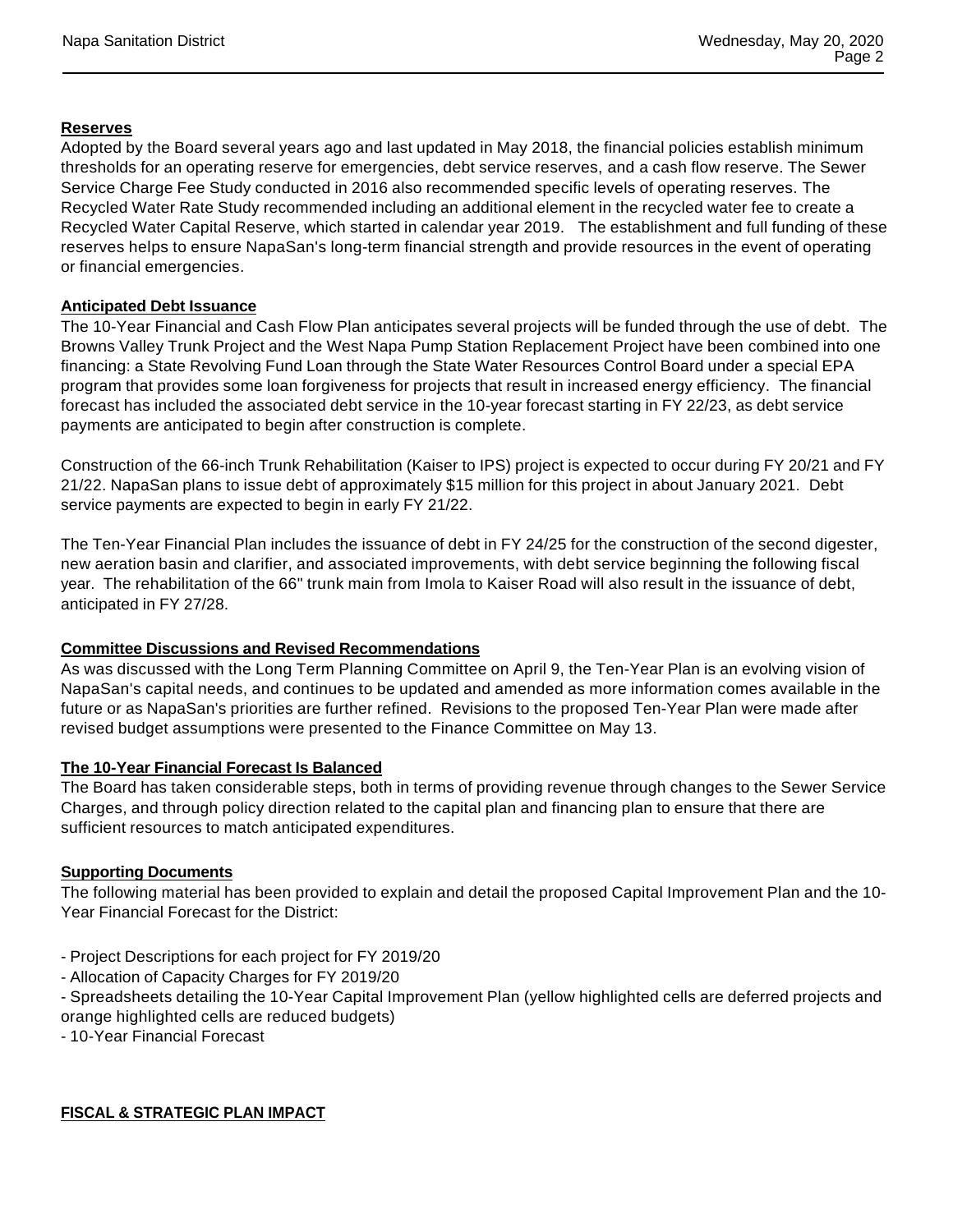**Reserves**

Adopted by the Board several years ago and last updated in May 2018, the financial policies establish minimum thresholds for an operating reserve for emergencies, debt service reserves, and a cash flow reserve. The Sewer Service Charge Fee Study conducted in 2016 also recommended specific levels of operating reserves. The Recycled Water Rate Study recommended including an additional element in the recycled water fee to create a Recycled Water Capital Reserve, which started in calendar year 2019. The establishment and full funding of these reserves helps to ensure NapaSan's long-term financial strength and provide resources in the event of operating or financial emergencies.

**Anticipated Debt Issuance**

The 10-Year Financial and Cash Flow Plan anticipates several projects will be funded through the use of debt. The Browns Valley Trunk Project and the West Napa Pump Station Replacement Project have been combined into one financing: a State Revolving Fund Loan through the State Water Resources Control Board under a special EPA program that provides some loan forgiveness for projects that result in increased energy efficiency. The financial forecast has included the associated debt service in the 10-year forecast starting in FY 22/23, as debt service payments are anticipated to begin after construction is complete.

Construction of the 66-inch Trunk Rehabilitation (Kaiser to IPS) project is expected to occur during FY 20/21 and FY 21/22. NapaSan plans to issue debt of approximately $15 million for this project in about January 2021. Debt service payments are expected to begin in early FY 21/22.

The Ten-Year Financial Plan includes the issuance of debt in FY 24/25 for the construction of the second digester, new aeration basin and clarifier, and associated improvements, with debt service beginning the following fiscal year. The rehabilitation of the 66" trunk main from Imola to Kaiser Road will also result in the issuance of debt, anticipated in FY 27/28.

**Committee Discussions and Revised Recommendations**

As was discussed with the Long Term Planning Committee on April 9, the Ten-Year Plan is an evolving vision of NapaSan's capital needs, and continues to be updated and amended as more information comes available in the future or as NapaSan's priorities are further refined. Revisions to the proposed Ten-Year Plan were made after revised budget assumptions were presented to the Finance Committee on May 13.

**The 10-Year Financial Forecast Is Balanced**

The Board has taken considerable steps, both in terms of providing revenue through changes to the Sewer Service Charges, and through policy direction related to the capital plan and financing plan to ensure that there are sufficient resources to match anticipated expenditures.

**Supporting Documents**

The following material has been provided to explain and detail the proposed Capital Improvement Plan and the 10-Year Financial Forecast for the District:

- Project Descriptions for each project for FY 2019/20
- Allocation of Capacity Charges for FY 2019/20
- Spreadsheets detailing the 10-Year Capital Improvement Plan (yellow highlighted cells are deferred projects and orange highlighted cells are reduced budgets)
- 10-Year Financial Forecast

**FISCAL & STRATEGIC PLAN IMPACT**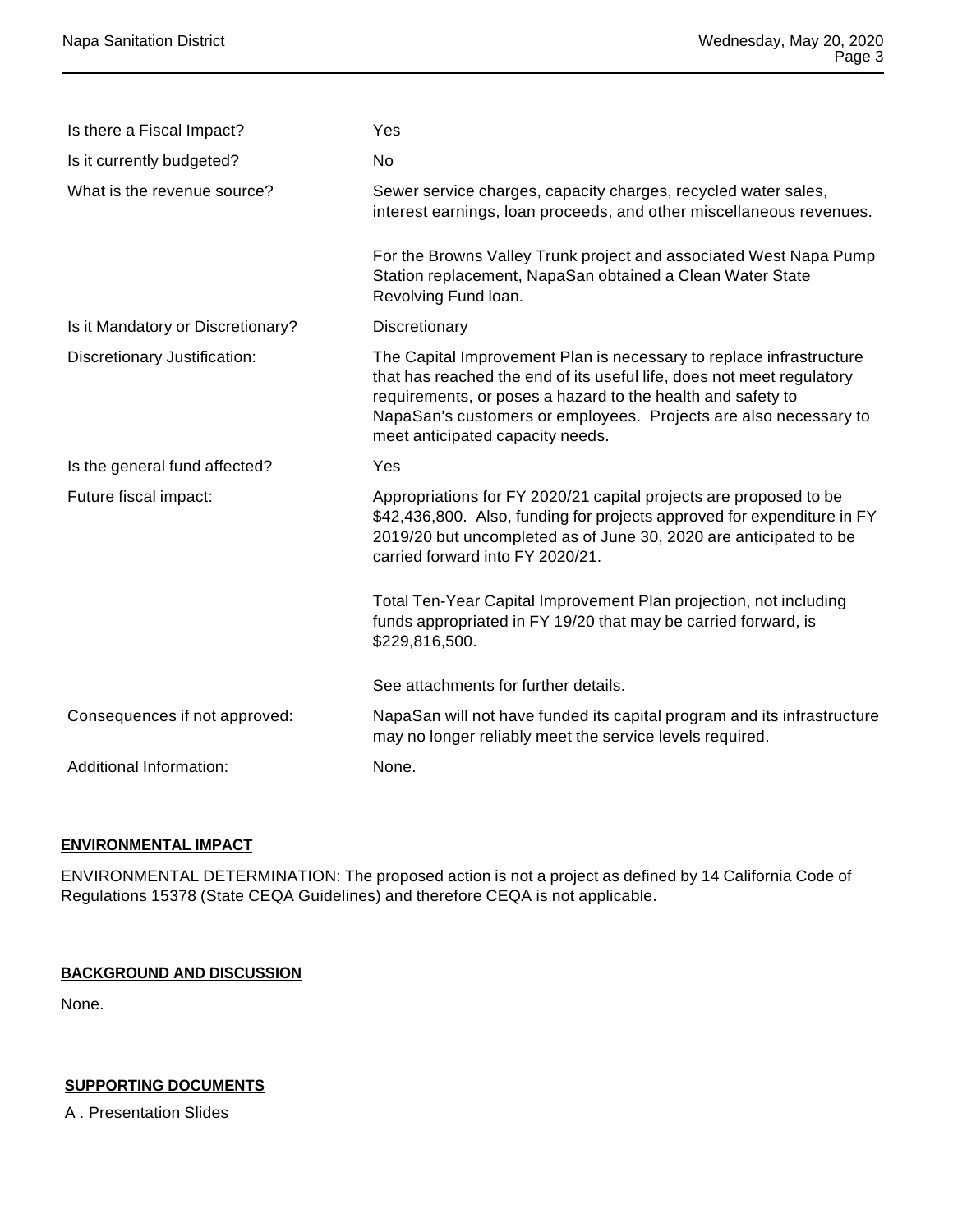| | |
|---|---|
| Is there a Fiscal Impact? | Yes |
| Is it currently budgeted? | No |
| What is the revenue source? | Sewer service charges, capacity charges, recycled water sales, interest earnings, loan proceeds, and other miscellaneous revenues.<br><br>For the Browns Valley Trunk project and associated West Napa Pump Station replacement, NapaSan obtained a Clean Water State Revolving Fund loan. |
| Is it Mandatory or Discretionary? | Discretionary |
| Discretionary Justification: | The Capital Improvement Plan is necessary to replace infrastructure that has reached the end of its useful life, does not meet regulatory requirements, or poses a hazard to the health and safety to NapaSan's customers or employees. Projects are also necessary to meet anticipated capacity needs. |
| Is the general fund affected? | Yes |
| Future fiscal impact: | Appropriations for FY 2020/21 capital projects are proposed to be $42,436,800. Also, funding for projects approved for expenditure in FY 2019/20 but uncompleted as of June 30, 2020 are anticipated to be carried forward into FY 2020/21.<br><br>Total Ten-Year Capital Improvement Plan projection, not including funds appropriated in FY 19/20 that may be carried forward, is $229,816,500.<br><br>See attachments for further details. |
| Consequences if not approved: | NapaSan will not have funded its capital program and its infrastructure may no longer reliably meet the service levels required. |
| Additional Information: | None. |

## ENVIRONMENTAL IMPACT

ENVIRONMENTAL DETERMINATION: The proposed action is not a project as defined by 14 California Code of Regulations 15378 (State CEQA Guidelines) and therefore CEQA is not applicable.

## BACKGROUND AND DISCUSSION

None.

## SUPPORTING DOCUMENTS

A . Presentation Slides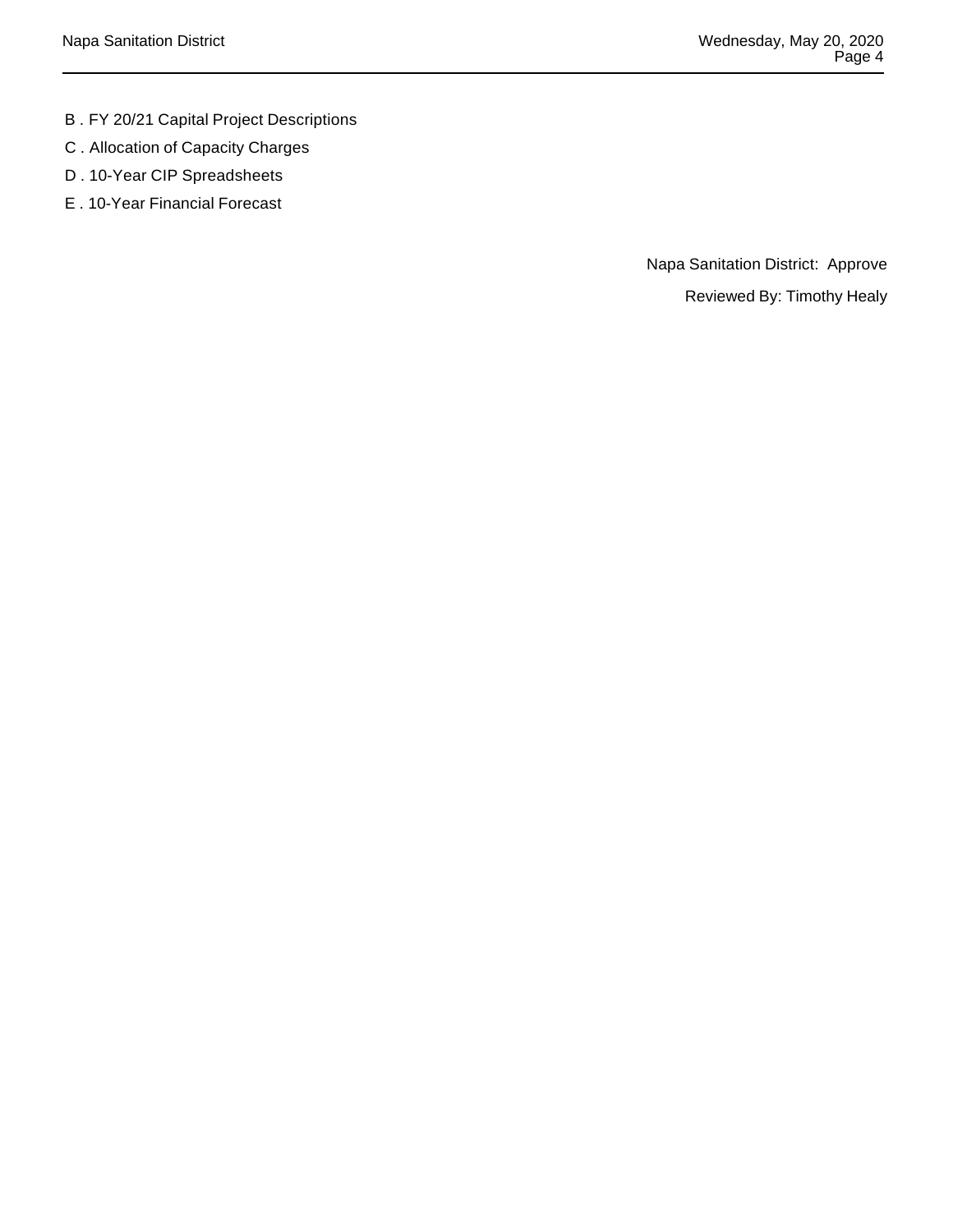B . FY 20/21 Capital Project Descriptions

C . Allocation of Capacity Charges

D . 10-Year CIP Spreadsheets

E . 10-Year Financial Forecast

Napa Sanitation District: Approve

Reviewed By: Timothy Healy